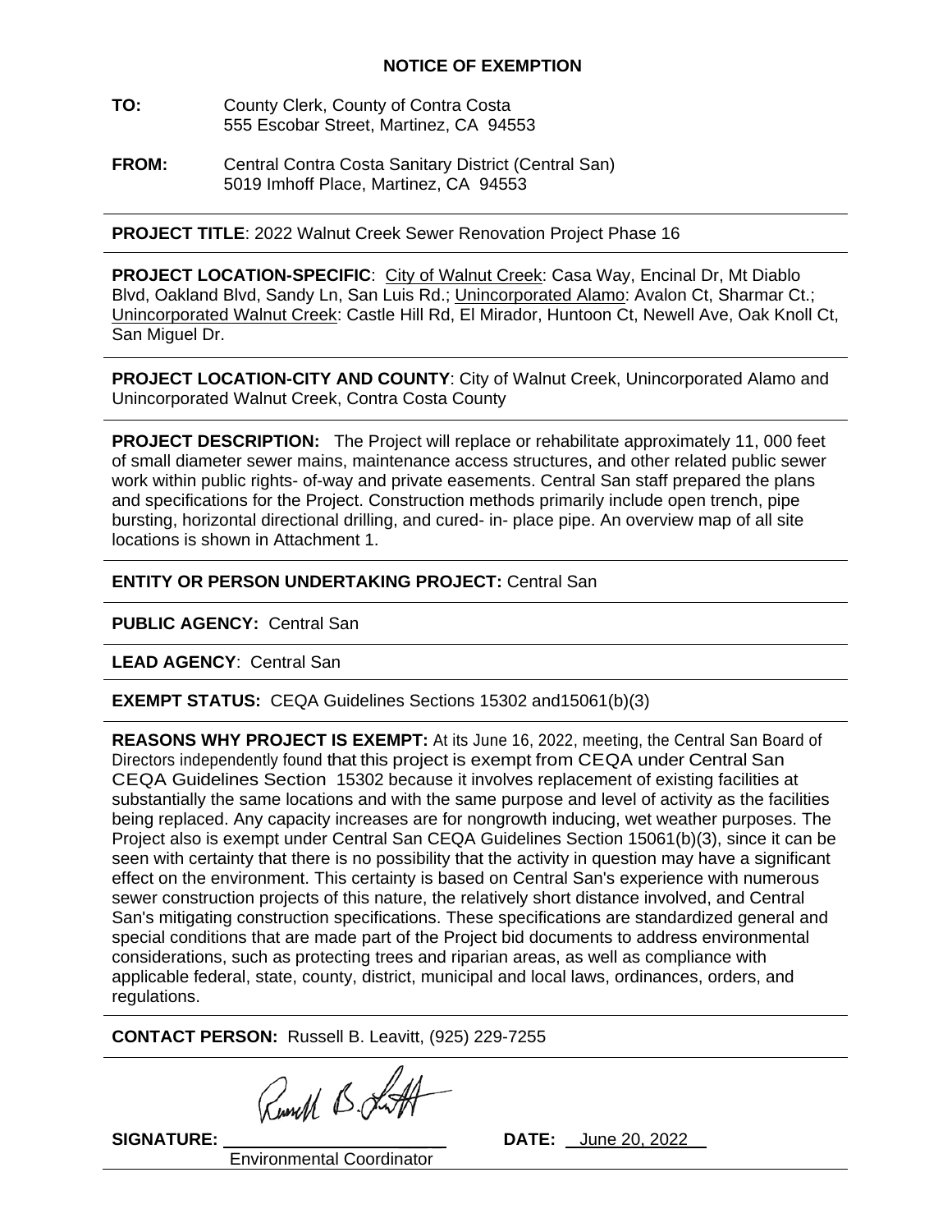# NOTICE OF EXEMPTION

**TO:** County Clerk, County of Contra Costa
555 Escobar Street, Martinez, CA 94553

**FROM:** Central Contra Costa Sanitary District (Central San)
5019 Imhoff Place, Martinez, CA 94553

---

**PROJECT TITLE**: 2022 Walnut Creek Sewer Renovation Project Phase 16

---

**PROJECT LOCATION-SPECIFIC**: City of Walnut Creek: Casa Way, Encinal Dr, Mt Diablo Blvd, Oakland Blvd, Sandy Ln, San Luis Rd.; Unincorporated Alamo: Avalon Ct, Sharmar Ct.; Unincorporated Walnut Creek: Castle Hill Rd, El Mirador, Huntoon Ct, Newell Ave, Oak Knoll Ct, San Miguel Dr.

---

**PROJECT LOCATION-CITY AND COUNTY**: City of Walnut Creek, Unincorporated Alamo and Unincorporated Walnut Creek, Contra Costa County

---

**PROJECT DESCRIPTION:** The Project will replace or rehabilitate approximately 11, 000 feet of small diameter sewer mains, maintenance access structures, and other related public sewer work within public rights- of-way and private easements. Central San staff prepared the plans and specifications for the Project. Construction methods primarily include open trench, pipe bursting, horizontal directional drilling, and cured- in- place pipe. An overview map of all site locations is shown in Attachment 1.

---

**ENTITY OR PERSON UNDERTAKING PROJECT:** Central San

---

**PUBLIC AGENCY:** Central San

---

**LEAD AGENCY**: Central San

---

**EXEMPT STATUS:** CEQA Guidelines Sections 15302 and15061(b)(3)

---

**REASONS WHY PROJECT IS EXEMPT:** At its June 16, 2022, meeting, the Central San Board of Directors independently found that this project is exempt from CEQA under Central San CEQA Guidelines Section 15302 because it involves replacement of existing facilities at substantially the same locations and with the same purpose and level of activity as the facilities being replaced. Any capacity increases are for nongrowth inducing, wet weather purposes. The Project also is exempt under Central San CEQA Guidelines Section 15061(b)(3), since it can be seen with certainty that there is no possibility that the activity in question may have a significant effect on the environment. This certainty is based on Central San's experience with numerous sewer construction projects of this nature, the relatively short distance involved, and Central San's mitigating construction specifications. These specifications are standardized general and special conditions that are made part of the Project bid documents to address environmental considerations, such as protecting trees and riparian areas, as well as compliance with applicable federal, state, county, district, municipal and local laws, ordinances, orders, and regulations.

---

**CONTACT PERSON:** Russell B. Leavitt, (925) 229-7255

---

**SIGNATURE:** Russell B. Leavitt
Environmental Coordinator

**DATE:** June 20, 2022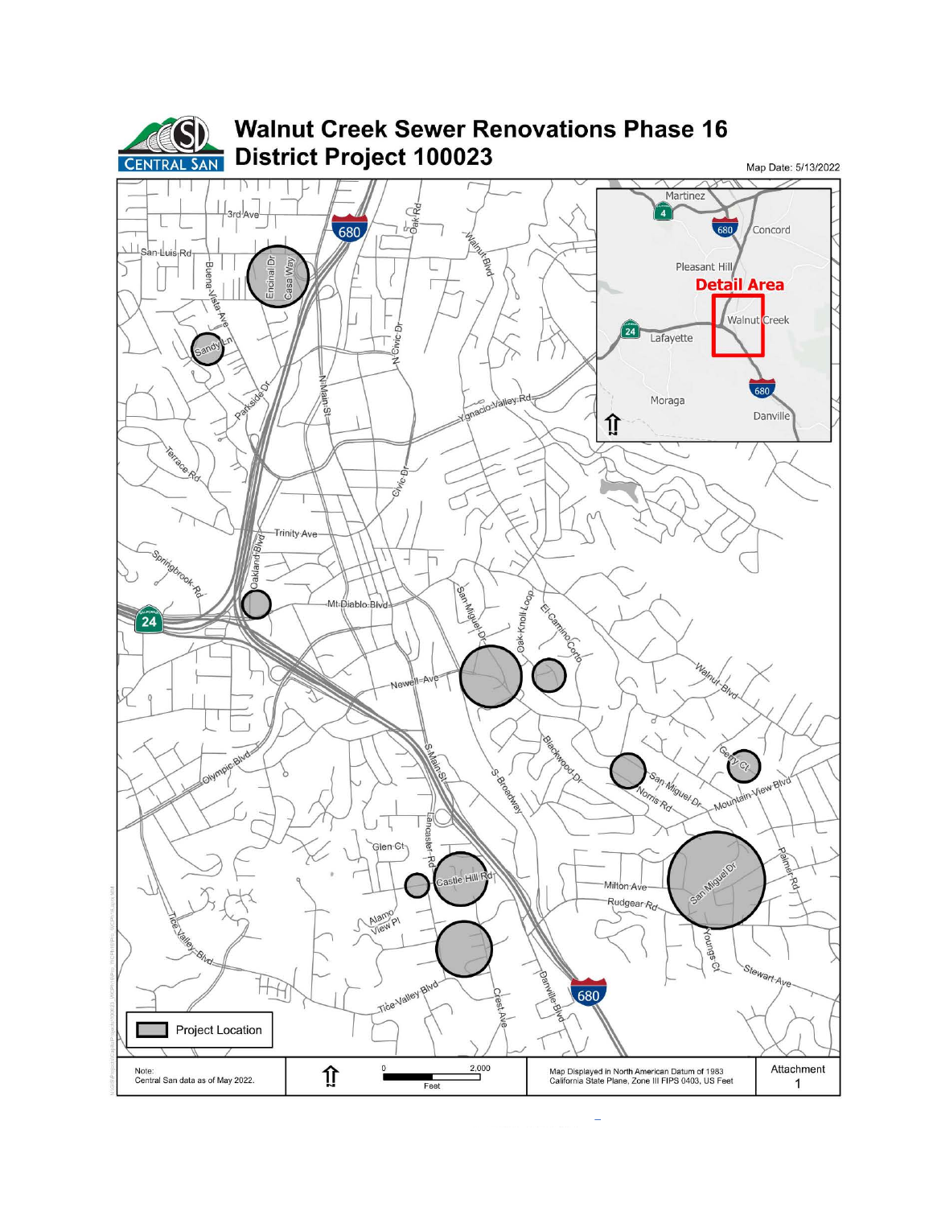# Walnut Creek Sewer Renovations Phase 16

## District Project 100023

CENTRAL SAN

Map Date: 5/13/2022

3rd Ave
680
Oak Rd
Walnut Blvd
San Luis Rd
Buena Vista Ave
Encinal Dr
Casa Way
N Civic Dr
Sandy Ln
Parkside Dr
N Main St
Ygnacio Valley Rd
Terrace Rd
Civic Dr
Trinity Ave
Springbrook Rd
Oakland Blvd
24
Mt Diablo Blvd
San Miguel Dr
Oak Knoll Loop
El Camino Corto
Newell Ave
Walnut Blvd
Olympic Blvd
S Main St
S Broadway
Blackwood Dr
Gerry Ct
San Miguel Dr
Norris Rd
Mountain View Blvd
Lancaster Rd
Glen Ct
Castle Hill Rd
Milton Ave
Rudgear Rd
San Miguel Dr
Palmer Rd
Alamo View Pl
Youngs Ct
Tice Valley Blvd
Stewart Ave
Tice Valley Blvd
Crest Ave
Danville Blvd
680

Martinez
4
680
Concord
Pleasant Hill
Detail Area
Walnut Creek
24
Lafayette
680
Moraga
Danville

Project Location

Note:
Central San data as of May 2022.

0
2,000
Feet

Map Displayed in North American Datum of 1983
California State Plane, Zone III FIPS 0403, US Feet

Attachment
1